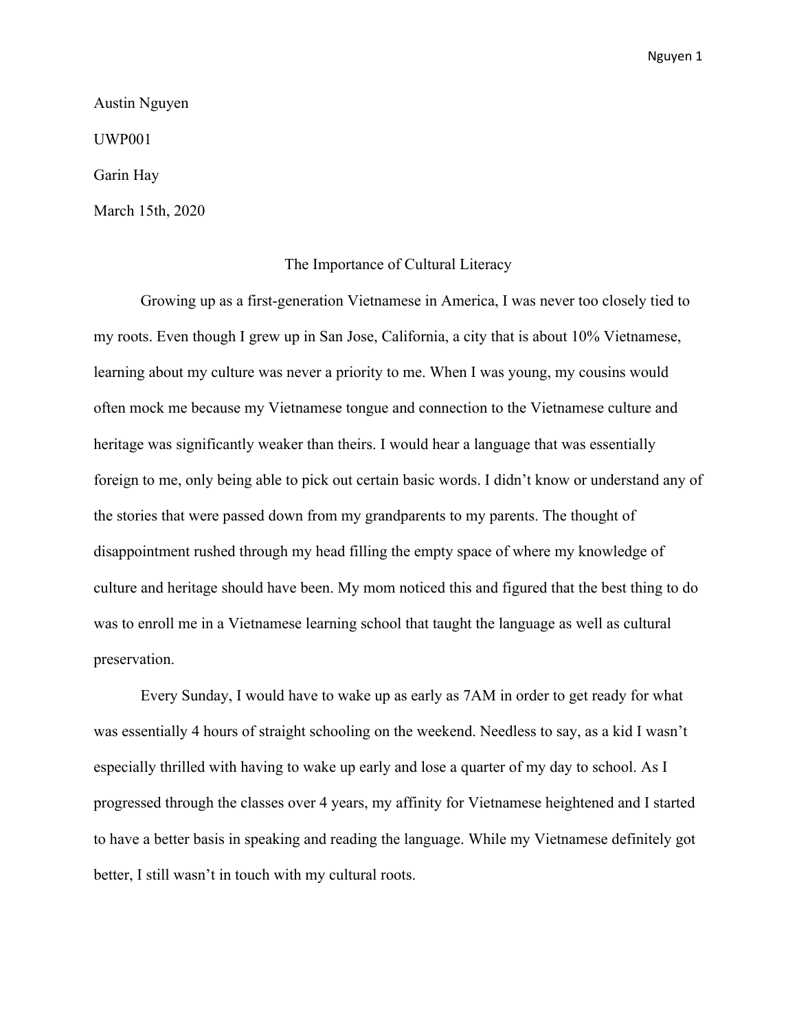Austin Nguyen

UWP001

Garin Hay

March 15th, 2020

# The Importance of Cultural Literacy

Growing up as a first-generation Vietnamese in America, I was never too closely tied to my roots. Even though I grew up in San Jose, California, a city that is about 10% Vietnamese, learning about my culture was never a priority to me. When I was young, my cousins would often mock me because my Vietnamese tongue and connection to the Vietnamese culture and heritage was significantly weaker than theirs. I would hear a language that was essentially foreign to me, only being able to pick out certain basic words. I didn't know or understand any of the stories that were passed down from my grandparents to my parents. The thought of disappointment rushed through my head filling the empty space of where my knowledge of culture and heritage should have been. My mom noticed this and figured that the best thing to do was to enroll me in a Vietnamese learning school that taught the language as well as cultural preservation.

Every Sunday, I would have to wake up as early as 7AM in order to get ready for what was essentially 4 hours of straight schooling on the weekend. Needless to say, as a kid I wasn't especially thrilled with having to wake up early and lose a quarter of my day to school. As I progressed through the classes over 4 years, my affinity for Vietnamese heightened and I started to have a better basis in speaking and reading the language. While my Vietnamese definitely got better, I still wasn't in touch with my cultural roots.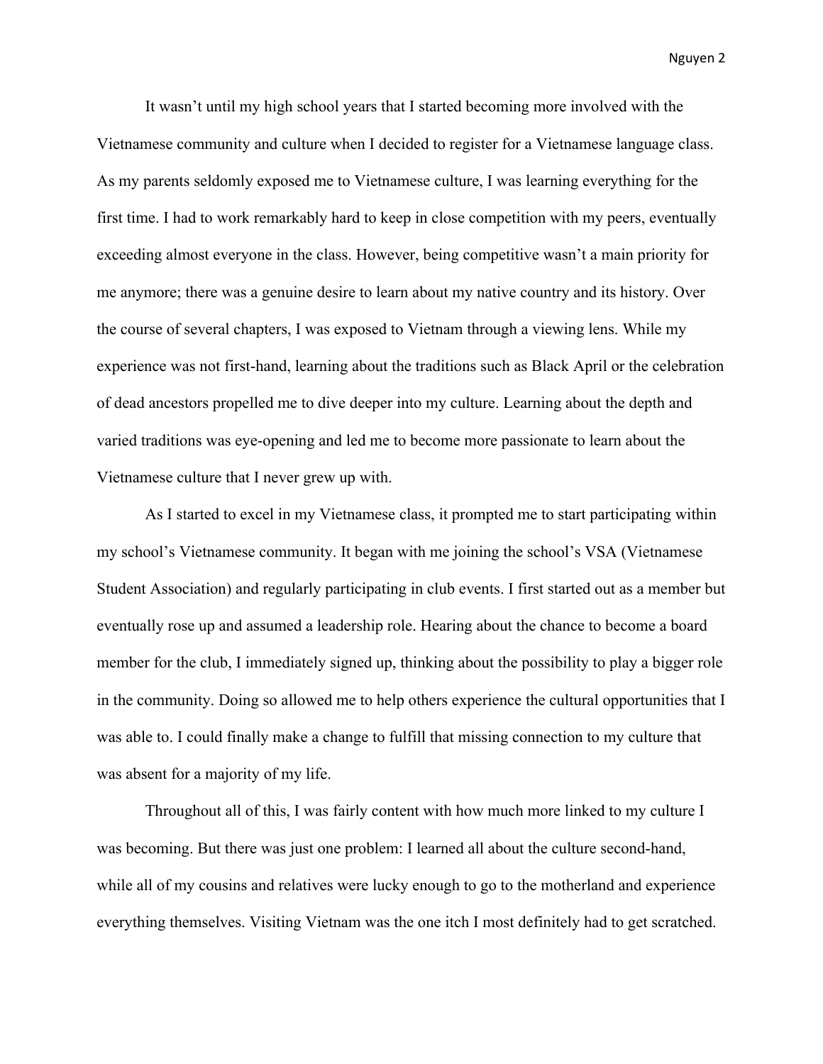It wasn't until my high school years that I started becoming more involved with the Vietnamese community and culture when I decided to register for a Vietnamese language class. As my parents seldomly exposed me to Vietnamese culture, I was learning everything for the first time. I had to work remarkably hard to keep in close competition with my peers, eventually exceeding almost everyone in the class. However, being competitive wasn't a main priority for me anymore; there was a genuine desire to learn about my native country and its history. Over the course of several chapters, I was exposed to Vietnam through a viewing lens. While my experience was not first-hand, learning about the traditions such as Black April or the celebration of dead ancestors propelled me to dive deeper into my culture. Learning about the depth and varied traditions was eye-opening and led me to become more passionate to learn about the Vietnamese culture that I never grew up with.

As I started to excel in my Vietnamese class, it prompted me to start participating within my school's Vietnamese community. It began with me joining the school's VSA (Vietnamese Student Association) and regularly participating in club events. I first started out as a member but eventually rose up and assumed a leadership role. Hearing about the chance to become a board member for the club, I immediately signed up, thinking about the possibility to play a bigger role in the community. Doing so allowed me to help others experience the cultural opportunities that I was able to. I could finally make a change to fulfill that missing connection to my culture that was absent for a majority of my life.

Throughout all of this, I was fairly content with how much more linked to my culture I was becoming. But there was just one problem: I learned all about the culture second-hand, while all of my cousins and relatives were lucky enough to go to the motherland and experience everything themselves. Visiting Vietnam was the one itch I most definitely had to get scratched.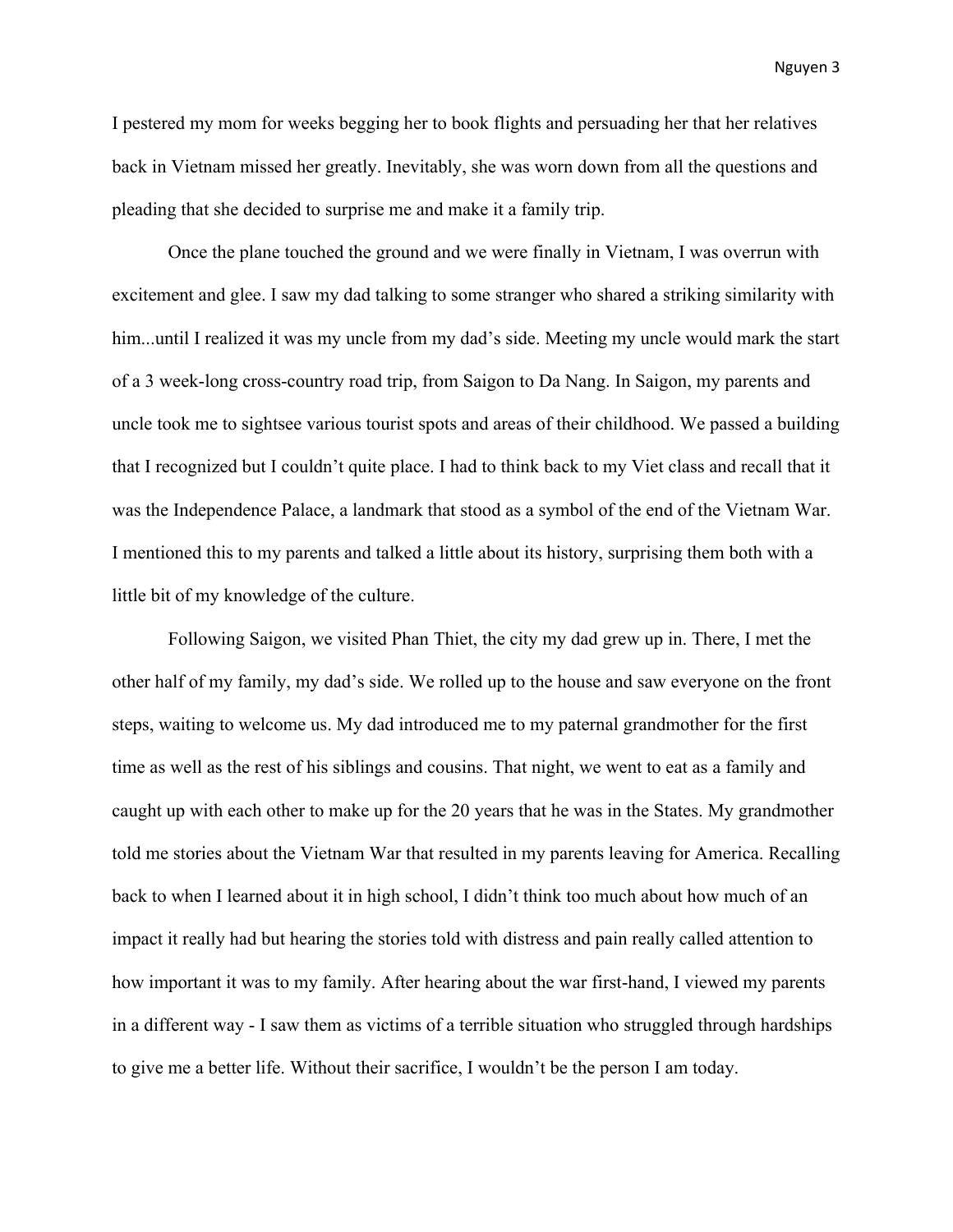I pestered my mom for weeks begging her to book flights and persuading her that her relatives back in Vietnam missed her greatly. Inevitably, she was worn down from all the questions and pleading that she decided to surprise me and make it a family trip.

Once the plane touched the ground and we were finally in Vietnam, I was overrun with excitement and glee. I saw my dad talking to some stranger who shared a striking similarity with him...until I realized it was my uncle from my dad's side. Meeting my uncle would mark the start of a 3 week-long cross-country road trip, from Saigon to Da Nang. In Saigon, my parents and uncle took me to sightsee various tourist spots and areas of their childhood. We passed a building that I recognized but I couldn't quite place. I had to think back to my Viet class and recall that it was the Independence Palace, a landmark that stood as a symbol of the end of the Vietnam War. I mentioned this to my parents and talked a little about its history, surprising them both with a little bit of my knowledge of the culture.

Following Saigon, we visited Phan Thiet, the city my dad grew up in. There, I met the other half of my family, my dad's side. We rolled up to the house and saw everyone on the front steps, waiting to welcome us. My dad introduced me to my paternal grandmother for the first time as well as the rest of his siblings and cousins. That night, we went to eat as a family and caught up with each other to make up for the 20 years that he was in the States. My grandmother told me stories about the Vietnam War that resulted in my parents leaving for America. Recalling back to when I learned about it in high school, I didn't think too much about how much of an impact it really had but hearing the stories told with distress and pain really called attention to how important it was to my family. After hearing about the war first-hand, I viewed my parents in a different way - I saw them as victims of a terrible situation who struggled through hardships to give me a better life. Without their sacrifice, I wouldn't be the person I am today.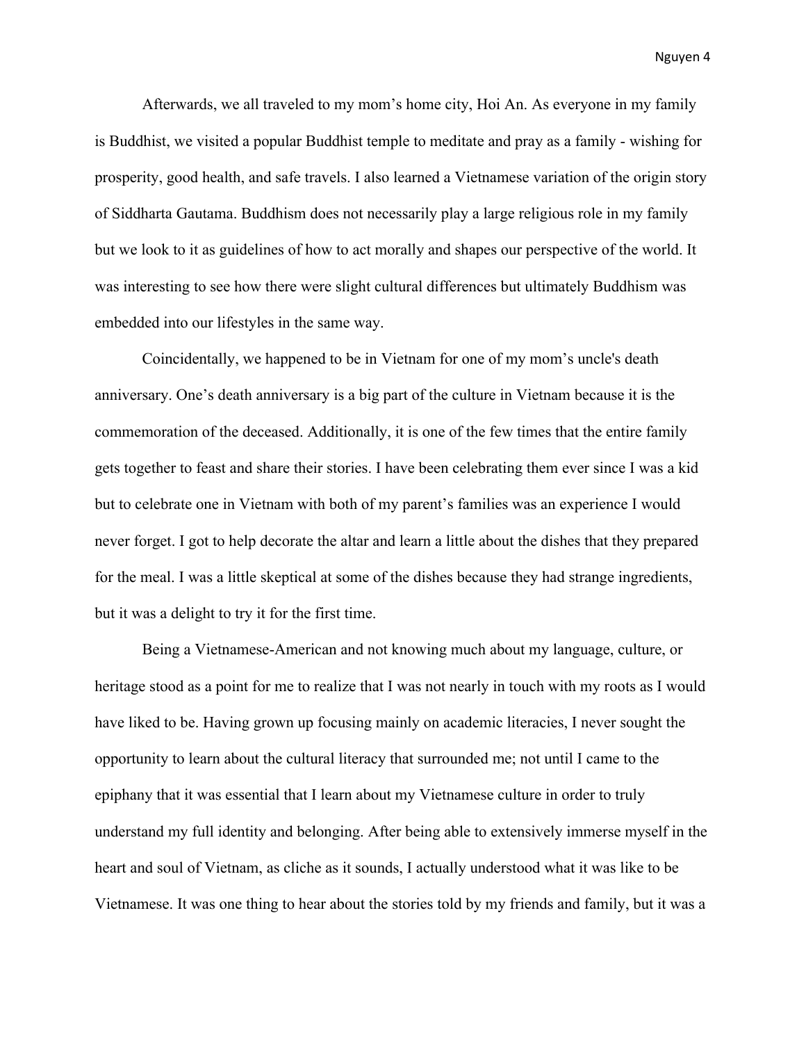Afterwards, we all traveled to my mom's home city, Hoi An. As everyone in my family is Buddhist, we visited a popular Buddhist temple to meditate and pray as a family - wishing for prosperity, good health, and safe travels. I also learned a Vietnamese variation of the origin story of Siddharta Gautama. Buddhism does not necessarily play a large religious role in my family but we look to it as guidelines of how to act morally and shapes our perspective of the world. It was interesting to see how there were slight cultural differences but ultimately Buddhism was embedded into our lifestyles in the same way.

Coincidentally, we happened to be in Vietnam for one of my mom's uncle's death anniversary. One's death anniversary is a big part of the culture in Vietnam because it is the commemoration of the deceased. Additionally, it is one of the few times that the entire family gets together to feast and share their stories. I have been celebrating them ever since I was a kid but to celebrate one in Vietnam with both of my parent's families was an experience I would never forget. I got to help decorate the altar and learn a little about the dishes that they prepared for the meal. I was a little skeptical at some of the dishes because they had strange ingredients, but it was a delight to try it for the first time.

Being a Vietnamese-American and not knowing much about my language, culture, or heritage stood as a point for me to realize that I was not nearly in touch with my roots as I would have liked to be. Having grown up focusing mainly on academic literacies, I never sought the opportunity to learn about the cultural literacy that surrounded me; not until I came to the epiphany that it was essential that I learn about my Vietnamese culture in order to truly understand my full identity and belonging. After being able to extensively immerse myself in the heart and soul of Vietnam, as cliche as it sounds, I actually understood what it was like to be Vietnamese. It was one thing to hear about the stories told by my friends and family, but it was a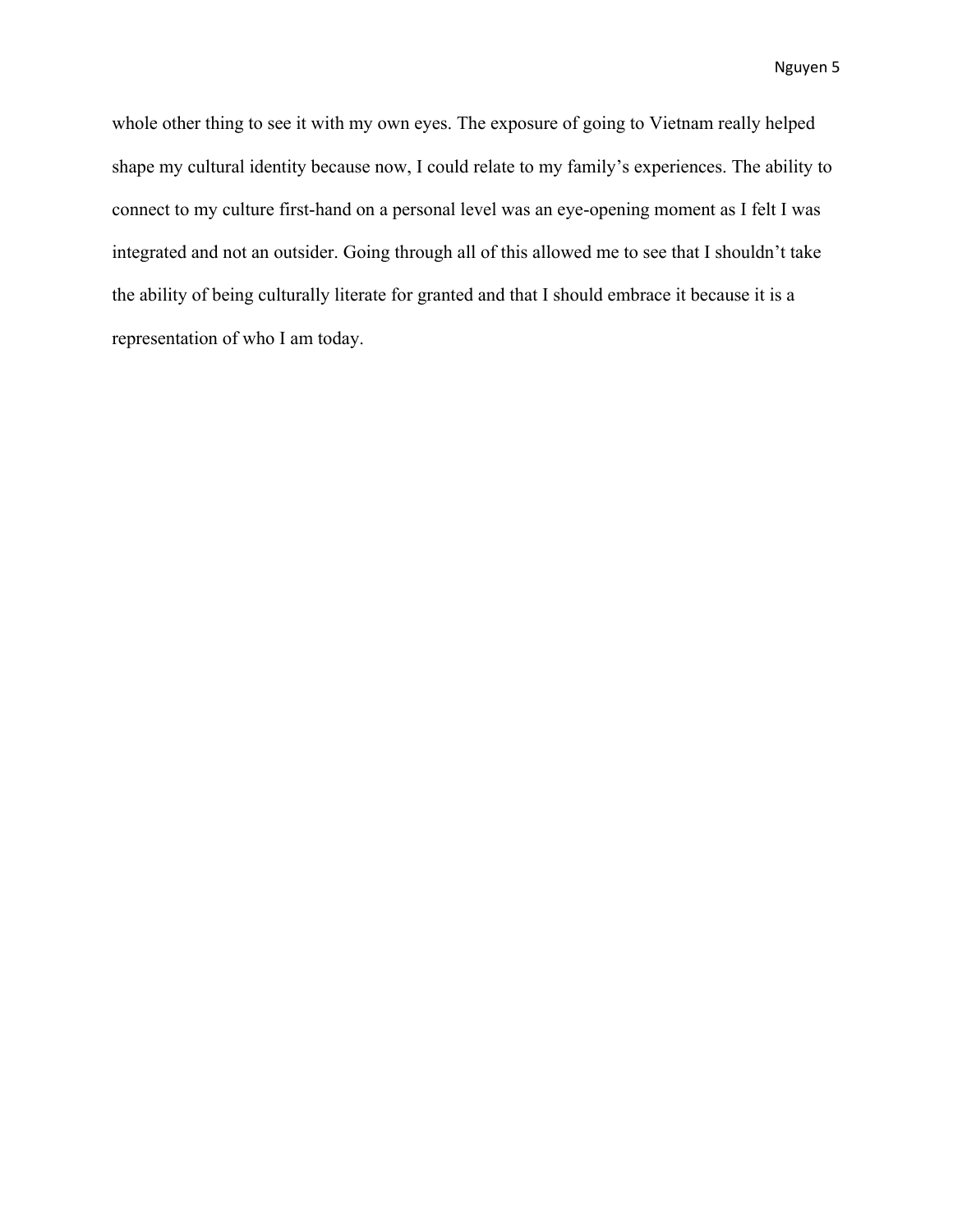whole other thing to see it with my own eyes. The exposure of going to Vietnam really helped shape my cultural identity because now, I could relate to my family's experiences. The ability to connect to my culture first-hand on a personal level was an eye-opening moment as I felt I was integrated and not an outsider. Going through all of this allowed me to see that I shouldn't take the ability of being culturally literate for granted and that I should embrace it because it is a representation of who I am today.